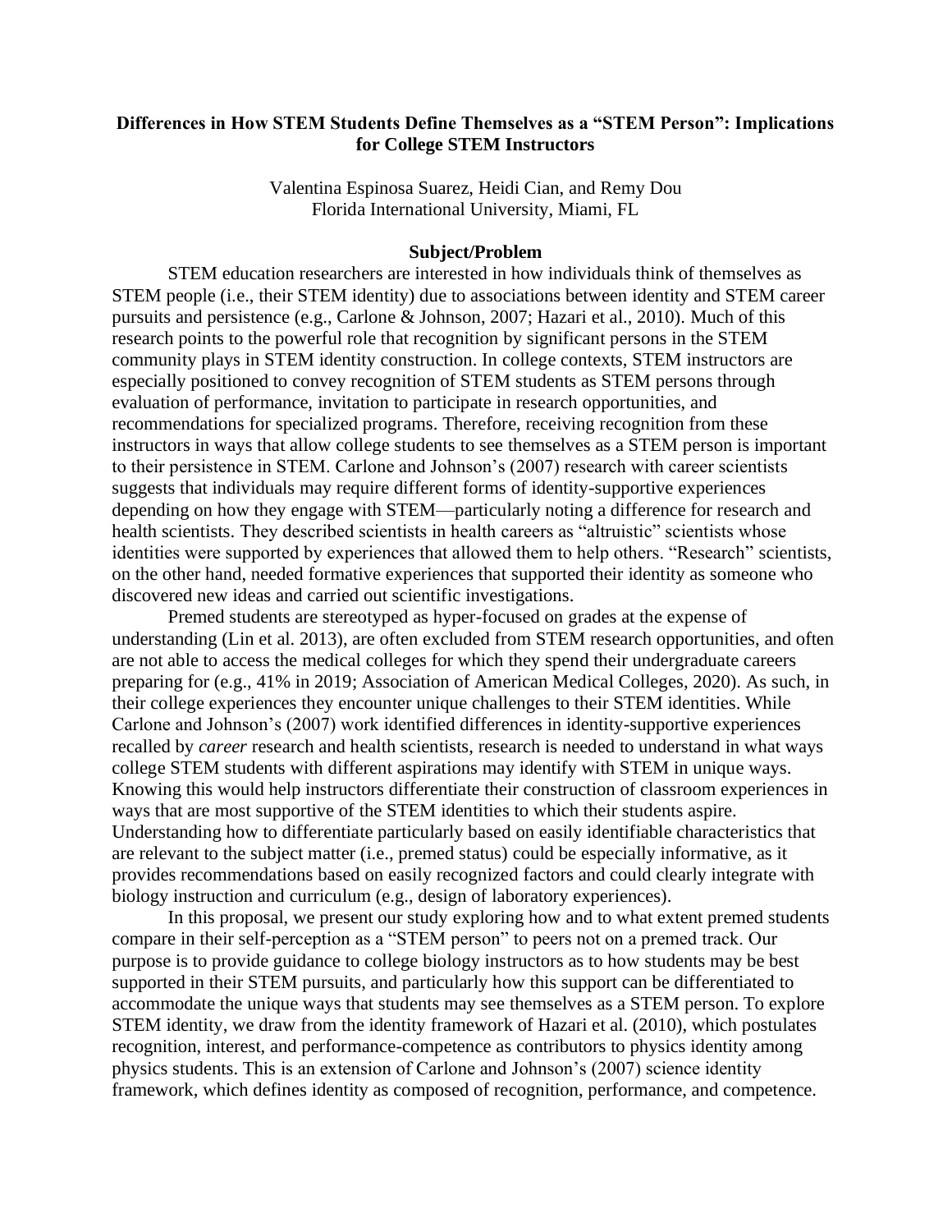# Differences in How STEM Students Define Themselves as a "STEM Person": Implications for College STEM Instructors

Valentina Espinosa Suarez, Heidi Cian, and Remy Dou
Florida International University, Miami, FL

## Subject/Problem

STEM education researchers are interested in how individuals think of themselves as STEM people (i.e., their STEM identity) due to associations between identity and STEM career pursuits and persistence (e.g., Carlone & Johnson, 2007; Hazari et al., 2010). Much of this research points to the powerful role that recognition by significant persons in the STEM community plays in STEM identity construction. In college contexts, STEM instructors are especially positioned to convey recognition of STEM students as STEM persons through evaluation of performance, invitation to participate in research opportunities, and recommendations for specialized programs. Therefore, receiving recognition from these instructors in ways that allow college students to see themselves as a STEM person is important to their persistence in STEM. Carlone and Johnson's (2007) research with career scientists suggests that individuals may require different forms of identity-supportive experiences depending on how they engage with STEM—particularly noting a difference for research and health scientists. They described scientists in health careers as "altruistic" scientists whose identities were supported by experiences that allowed them to help others. "Research" scientists, on the other hand, needed formative experiences that supported their identity as someone who discovered new ideas and carried out scientific investigations.

Premed students are stereotyped as hyper-focused on grades at the expense of understanding (Lin et al. 2013), are often excluded from STEM research opportunities, and often are not able to access the medical colleges for which they spend their undergraduate careers preparing for (e.g., 41% in 2019; Association of American Medical Colleges, 2020). As such, in their college experiences they encounter unique challenges to their STEM identities. While Carlone and Johnson's (2007) work identified differences in identity-supportive experiences recalled by *career* research and health scientists, research is needed to understand in what ways college STEM students with different aspirations may identify with STEM in unique ways. Knowing this would help instructors differentiate their construction of classroom experiences in ways that are most supportive of the STEM identities to which their students aspire. Understanding how to differentiate particularly based on easily identifiable characteristics that are relevant to the subject matter (i.e., premed status) could be especially informative, as it provides recommendations based on easily recognized factors and could clearly integrate with biology instruction and curriculum (e.g., design of laboratory experiences).

In this proposal, we present our study exploring how and to what extent premed students compare in their self-perception as a "STEM person" to peers not on a premed track. Our purpose is to provide guidance to college biology instructors as to how students may be best supported in their STEM pursuits, and particularly how this support can be differentiated to accommodate the unique ways that students may see themselves as a STEM person. To explore STEM identity, we draw from the identity framework of Hazari et al. (2010), which postulates recognition, interest, and performance-competence as contributors to physics identity among physics students. This is an extension of Carlone and Johnson's (2007) science identity framework, which defines identity as composed of recognition, performance, and competence.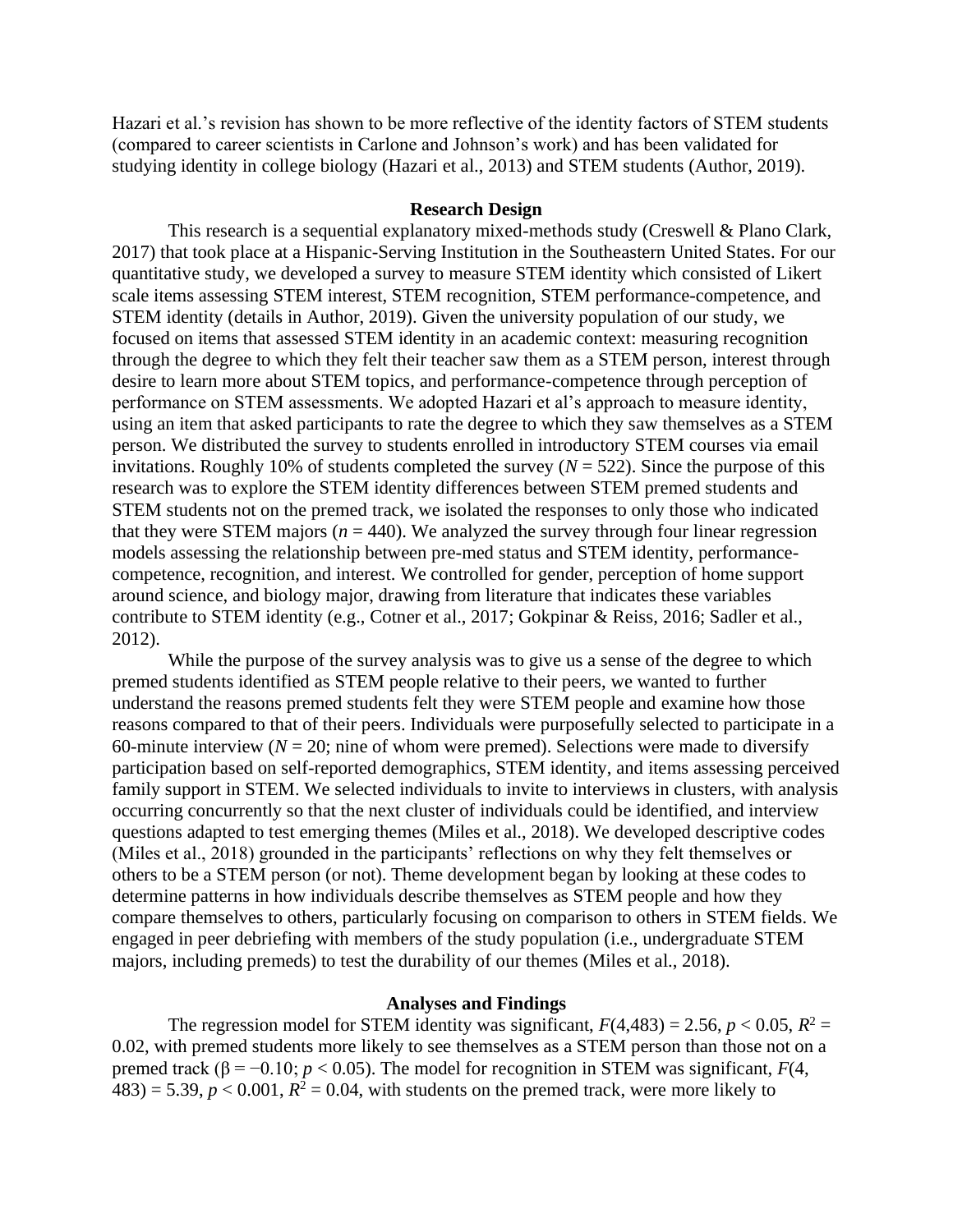Hazari et al.'s revision has shown to be more reflective of the identity factors of STEM students (compared to career scientists in Carlone and Johnson's work) and has been validated for studying identity in college biology (Hazari et al., 2013) and STEM students (Author, 2019).

## Research Design

This research is a sequential explanatory mixed-methods study (Creswell & Plano Clark, 2017) that took place at a Hispanic-Serving Institution in the Southeastern United States. For our quantitative study, we developed a survey to measure STEM identity which consisted of Likert scale items assessing STEM interest, STEM recognition, STEM performance-competence, and STEM identity (details in Author, 2019). Given the university population of our study, we focused on items that assessed STEM identity in an academic context: measuring recognition through the degree to which they felt their teacher saw them as a STEM person, interest through desire to learn more about STEM topics, and performance-competence through perception of performance on STEM assessments. We adopted Hazari et al's approach to measure identity, using an item that asked participants to rate the degree to which they saw themselves as a STEM person. We distributed the survey to students enrolled in introductory STEM courses via email invitations. Roughly 10% of students completed the survey ($N = 522$). Since the purpose of this research was to explore the STEM identity differences between STEM premed students and STEM students not on the premed track, we isolated the responses to only those who indicated that they were STEM majors ($n = 440$). We analyzed the survey through four linear regression models assessing the relationship between pre-med status and STEM identity, performance-competence, recognition, and interest. We controlled for gender, perception of home support around science, and biology major, drawing from literature that indicates these variables contribute to STEM identity (e.g., Cotner et al., 2017; Gokpinar & Reiss, 2016; Sadler et al., 2012).

While the purpose of the survey analysis was to give us a sense of the degree to which premed students identified as STEM people relative to their peers, we wanted to further understand the reasons premed students felt they were STEM people and examine how those reasons compared to that of their peers. Individuals were purposefully selected to participate in a 60-minute interview ($N = 20$; nine of whom were premed). Selections were made to diversify participation based on self-reported demographics, STEM identity, and items assessing perceived family support in STEM. We selected individuals to invite to interviews in clusters, with analysis occurring concurrently so that the next cluster of individuals could be identified, and interview questions adapted to test emerging themes (Miles et al., 2018). We developed descriptive codes (Miles et al., 2018) grounded in the participants' reflections on why they felt themselves or others to be a STEM person (or not). Theme development began by looking at these codes to determine patterns in how individuals describe themselves as STEM people and how they compare themselves to others, particularly focusing on comparison to others in STEM fields. We engaged in peer debriefing with members of the study population (i.e., undergraduate STEM majors, including premeds) to test the durability of our themes (Miles et al., 2018).

## Analyses and Findings

The regression model for STEM identity was significant, $F(4,483) = 2.56$, $p < 0.05$, $R^2 = 0.02$, with premed students more likely to see themselves as a STEM person than those not on a premed track ($\beta = -0.10$; $p < 0.05$). The model for recognition in STEM was significant, $F(4, 483) = 5.39$, $p < 0.001$, $R^2 = 0.04$, with students on the premed track, were more likely to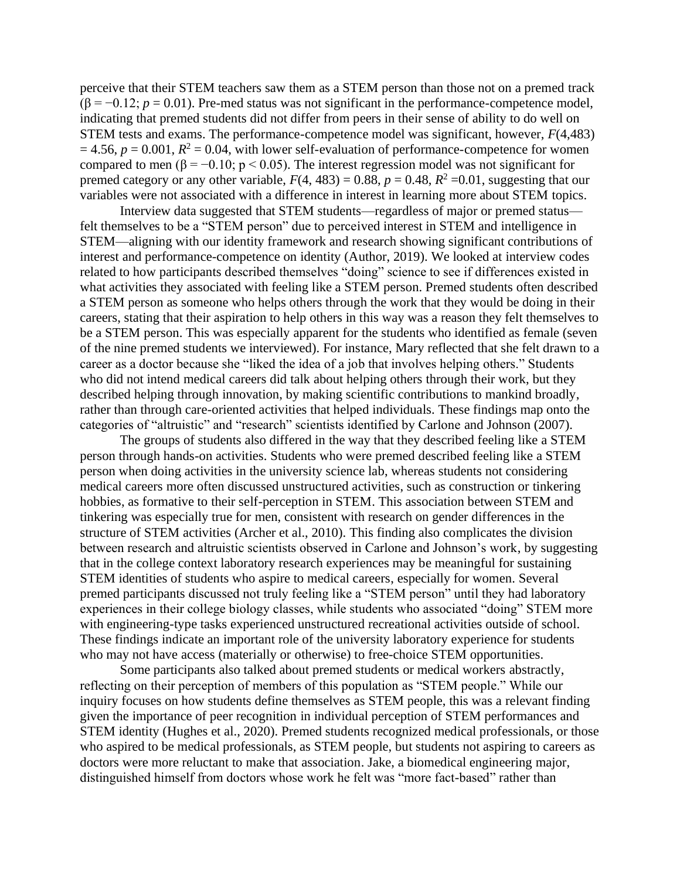perceive that their STEM teachers saw them as a STEM person than those not on a premed track ($\beta = -0.12$; $p = 0.01$). Pre-med status was not significant in the performance-competence model, indicating that premed students did not differ from peers in their sense of ability to do well on STEM tests and exams. The performance-competence model was significant, however, $F(4,483) = 4.56$, $p = 0.001$, $R^2 = 0.04$, with lower self-evaluation of performance-competence for women compared to men ($\beta = -0.10$; $p < 0.05$). The interest regression model was not significant for premed category or any other variable, $F(4, 483) = 0.88$, $p = 0.48$, $R^2 = 0.01$, suggesting that our variables were not associated with a difference in interest in learning more about STEM topics.

Interview data suggested that STEM students—regardless of major or premed status—felt themselves to be a "STEM person" due to perceived interest in STEM and intelligence in STEM—aligning with our identity framework and research showing significant contributions of interest and performance-competence on identity (Author, 2019). We looked at interview codes related to how participants described themselves "doing" science to see if differences existed in what activities they associated with feeling like a STEM person. Premed students often described a STEM person as someone who helps others through the work that they would be doing in their careers, stating that their aspiration to help others in this way was a reason they felt themselves to be a STEM person. This was especially apparent for the students who identified as female (seven of the nine premed students we interviewed). For instance, Mary reflected that she felt drawn to a career as a doctor because she "liked the idea of a job that involves helping others." Students who did not intend medical careers did talk about helping others through their work, but they described helping through innovation, by making scientific contributions to mankind broadly, rather than through care-oriented activities that helped individuals. These findings map onto the categories of "altruistic" and "research" scientists identified by Carlone and Johnson (2007).

The groups of students also differed in the way that they described feeling like a STEM person through hands-on activities. Students who were premed described feeling like a STEM person when doing activities in the university science lab, whereas students not considering medical careers more often discussed unstructured activities, such as construction or tinkering hobbies, as formative to their self-perception in STEM. This association between STEM and tinkering was especially true for men, consistent with research on gender differences in the structure of STEM activities (Archer et al., 2010). This finding also complicates the division between research and altruistic scientists observed in Carlone and Johnson's work, by suggesting that in the college context laboratory research experiences may be meaningful for sustaining STEM identities of students who aspire to medical careers, especially for women. Several premed participants discussed not truly feeling like a "STEM person" until they had laboratory experiences in their college biology classes, while students who associated "doing" STEM more with engineering-type tasks experienced unstructured recreational activities outside of school. These findings indicate an important role of the university laboratory experience for students who may not have access (materially or otherwise) to free-choice STEM opportunities.

Some participants also talked about premed students or medical workers abstractly, reflecting on their perception of members of this population as "STEM people." While our inquiry focuses on how students define themselves as STEM people, this was a relevant finding given the importance of peer recognition in individual perception of STEM performances and STEM identity (Hughes et al., 2020). Premed students recognized medical professionals, or those who aspired to be medical professionals, as STEM people, but students not aspiring to careers as doctors were more reluctant to make that association. Jake, a biomedical engineering major, distinguished himself from doctors whose work he felt was "more fact-based" rather than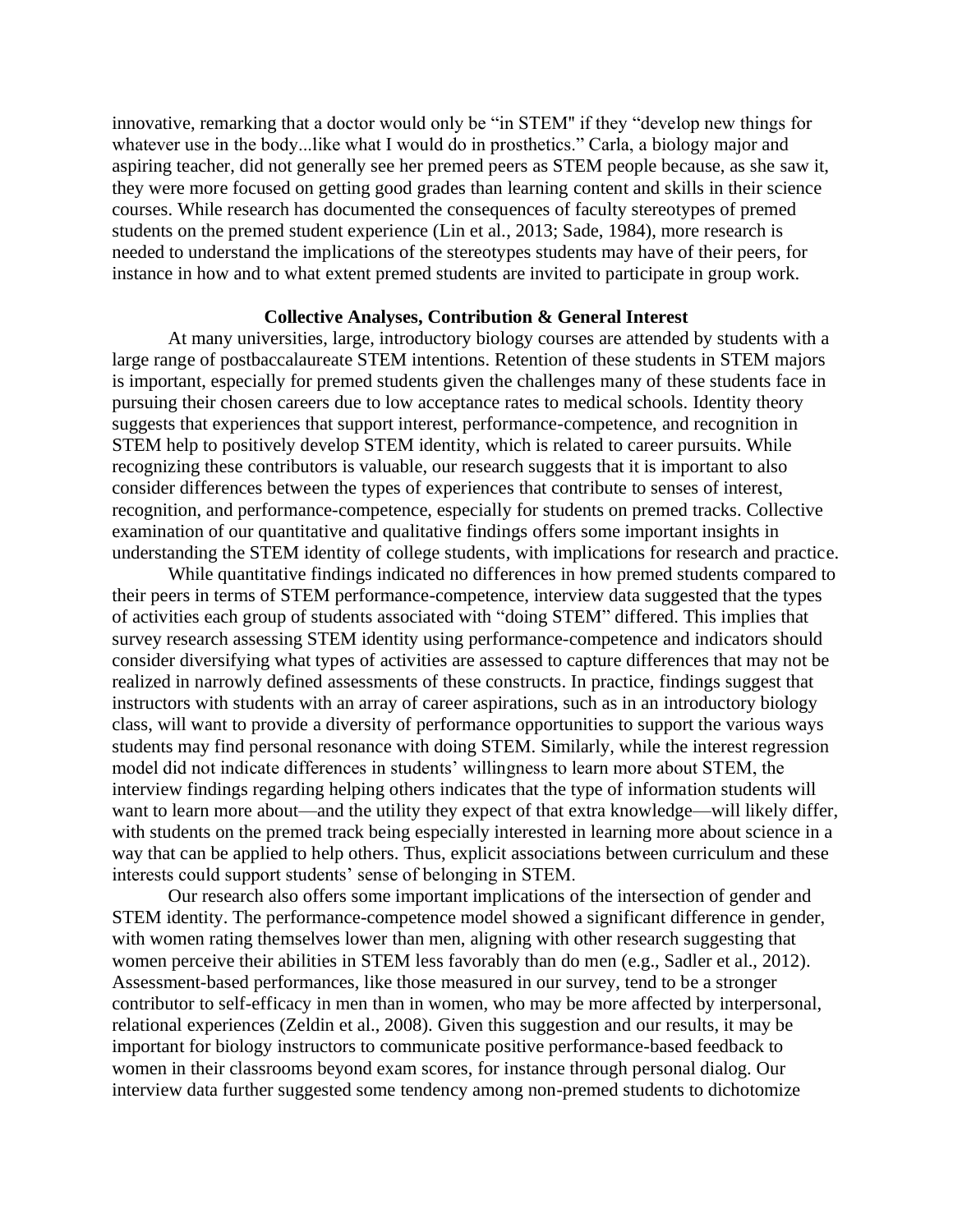innovative, remarking that a doctor would only be "in STEM" if they "develop new things for whatever use in the body...like what I would do in prosthetics." Carla, a biology major and aspiring teacher, did not generally see her premed peers as STEM people because, as she saw it, they were more focused on getting good grades than learning content and skills in their science courses. While research has documented the consequences of faculty stereotypes of premed students on the premed student experience (Lin et al., 2013; Sade, 1984), more research is needed to understand the implications of the stereotypes students may have of their peers, for instance in how and to what extent premed students are invited to participate in group work.

## Collective Analyses, Contribution & General Interest

At many universities, large, introductory biology courses are attended by students with a large range of postbaccalaureate STEM intentions. Retention of these students in STEM majors is important, especially for premed students given the challenges many of these students face in pursuing their chosen careers due to low acceptance rates to medical schools. Identity theory suggests that experiences that support interest, performance-competence, and recognition in STEM help to positively develop STEM identity, which is related to career pursuits. While recognizing these contributors is valuable, our research suggests that it is important to also consider differences between the types of experiences that contribute to senses of interest, recognition, and performance-competence, especially for students on premed tracks. Collective examination of our quantitative and qualitative findings offers some important insights in understanding the STEM identity of college students, with implications for research and practice.

While quantitative findings indicated no differences in how premed students compared to their peers in terms of STEM performance-competence, interview data suggested that the types of activities each group of students associated with "doing STEM" differed. This implies that survey research assessing STEM identity using performance-competence and indicators should consider diversifying what types of activities are assessed to capture differences that may not be realized in narrowly defined assessments of these constructs. In practice, findings suggest that instructors with students with an array of career aspirations, such as in an introductory biology class, will want to provide a diversity of performance opportunities to support the various ways students may find personal resonance with doing STEM. Similarly, while the interest regression model did not indicate differences in students' willingness to learn more about STEM, the interview findings regarding helping others indicates that the type of information students will want to learn more about—and the utility they expect of that extra knowledge—will likely differ, with students on the premed track being especially interested in learning more about science in a way that can be applied to help others. Thus, explicit associations between curriculum and these interests could support students' sense of belonging in STEM.

Our research also offers some important implications of the intersection of gender and STEM identity. The performance-competence model showed a significant difference in gender, with women rating themselves lower than men, aligning with other research suggesting that women perceive their abilities in STEM less favorably than do men (e.g., Sadler et al., 2012). Assessment-based performances, like those measured in our survey, tend to be a stronger contributor to self-efficacy in men than in women, who may be more affected by interpersonal, relational experiences (Zeldin et al., 2008). Given this suggestion and our results, it may be important for biology instructors to communicate positive performance-based feedback to women in their classrooms beyond exam scores, for instance through personal dialog. Our interview data further suggested some tendency among non-premed students to dichotomize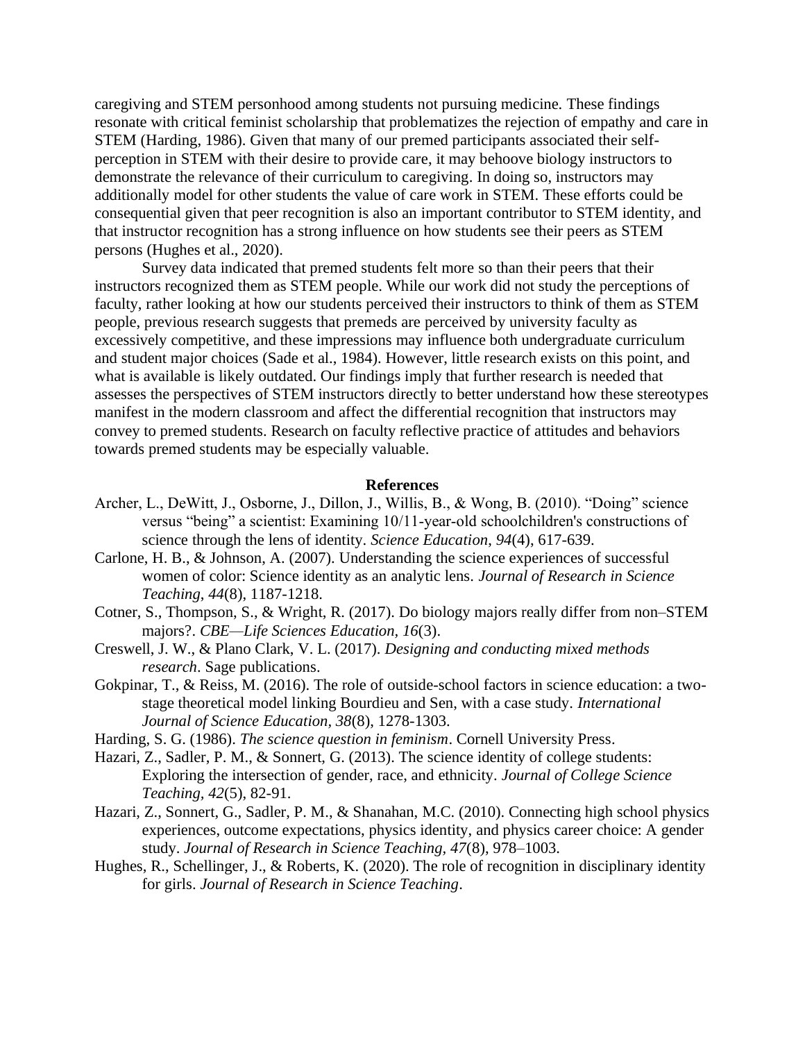caregiving and STEM personhood among students not pursuing medicine. These findings resonate with critical feminist scholarship that problematizes the rejection of empathy and care in STEM (Harding, 1986). Given that many of our premed participants associated their self-perception in STEM with their desire to provide care, it may behoove biology instructors to demonstrate the relevance of their curriculum to caregiving. In doing so, instructors may additionally model for other students the value of care work in STEM. These efforts could be consequential given that peer recognition is also an important contributor to STEM identity, and that instructor recognition has a strong influence on how students see their peers as STEM persons (Hughes et al., 2020).

Survey data indicated that premed students felt more so than their peers that their instructors recognized them as STEM people. While our work did not study the perceptions of faculty, rather looking at how our students perceived their instructors to think of them as STEM people, previous research suggests that premeds are perceived by university faculty as excessively competitive, and these impressions may influence both undergraduate curriculum and student major choices (Sade et al., 1984). However, little research exists on this point, and what is available is likely outdated. Our findings imply that further research is needed that assesses the perspectives of STEM instructors directly to better understand how these stereotypes manifest in the modern classroom and affect the differential recognition that instructors may convey to premed students. Research on faculty reflective practice of attitudes and behaviors towards premed students may be especially valuable.

## References

Archer, L., DeWitt, J., Osborne, J., Dillon, J., Willis, B., & Wong, B. (2010). "Doing" science versus "being" a scientist: Examining 10/11-year-old schoolchildren's constructions of science through the lens of identity. *Science Education*, *94*(4), 617-639.

Carlone, H. B., & Johnson, A. (2007). Understanding the science experiences of successful women of color: Science identity as an analytic lens. *Journal of Research in Science Teaching*, *44*(8), 1187-1218.

Cotner, S., Thompson, S., & Wright, R. (2017). Do biology majors really differ from non–STEM majors?. *CBE—Life Sciences Education, 16*(3).

Creswell, J. W., & Plano Clark, V. L. (2017). *Designing and conducting mixed methods research*. Sage publications.

Gokpinar, T., & Reiss, M. (2016). The role of outside-school factors in science education: a two-stage theoretical model linking Bourdieu and Sen, with a case study. *International Journal of Science Education*, *38*(8), 1278-1303.

Harding, S. G. (1986). *The science question in feminism*. Cornell University Press.

Hazari, Z., Sadler, P. M., & Sonnert, G. (2013). The science identity of college students: Exploring the intersection of gender, race, and ethnicity. *Journal of College Science Teaching*, *42*(5), 82-91.

Hazari, Z., Sonnert, G., Sadler, P. M., & Shanahan, M.C. (2010). Connecting high school physics experiences, outcome expectations, physics identity, and physics career choice: A gender study. *Journal of Research in Science Teaching, 47*(8), 978–1003.

Hughes, R., Schellinger, J., & Roberts, K. (2020). The role of recognition in disciplinary identity for girls. *Journal of Research in Science Teaching*.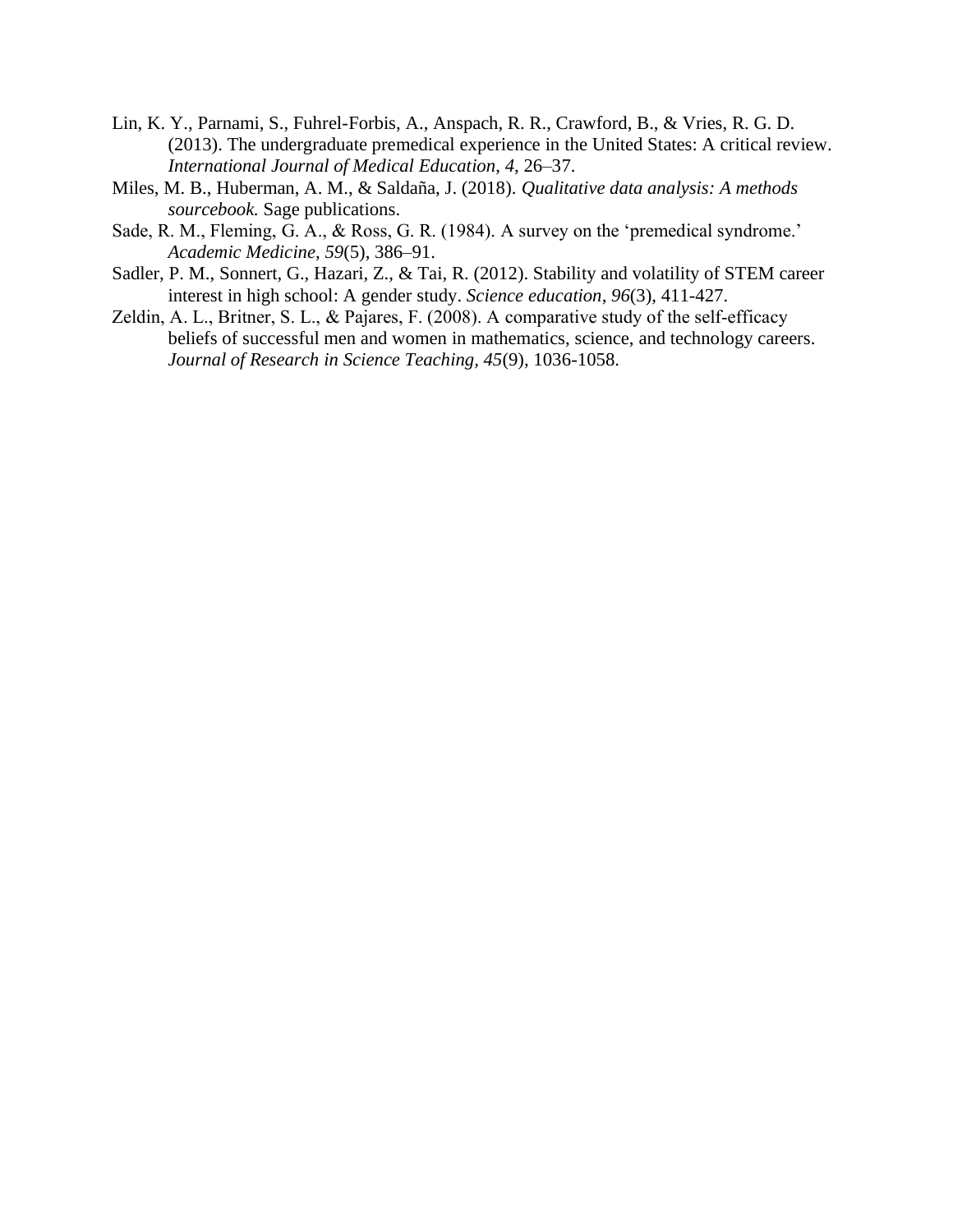Lin, K. Y., Parnami, S., Fuhrel-Forbis, A., Anspach, R. R., Crawford, B., & Vries, R. G. D. (2013). The undergraduate premedical experience in the United States: A critical review. *International Journal of Medical Education*, *4*, 26–37.

Miles, M. B., Huberman, A. M., & Saldaña, J. (2018). *Qualitative data analysis: A methods sourcebook.* Sage publications.

Sade, R. M., Fleming, G. A., & Ross, G. R. (1984). A survey on the 'premedical syndrome.' *Academic Medicine*, *59*(5), 386–91.

Sadler, P. M., Sonnert, G., Hazari, Z., & Tai, R. (2012). Stability and volatility of STEM career interest in high school: A gender study. *Science education*, *96*(3), 411-427.

Zeldin, A. L., Britner, S. L., & Pajares, F. (2008). A comparative study of the self-efficacy beliefs of successful men and women in mathematics, science, and technology careers. *Journal of Research in Science Teaching*, *45*(9), 1036-1058.